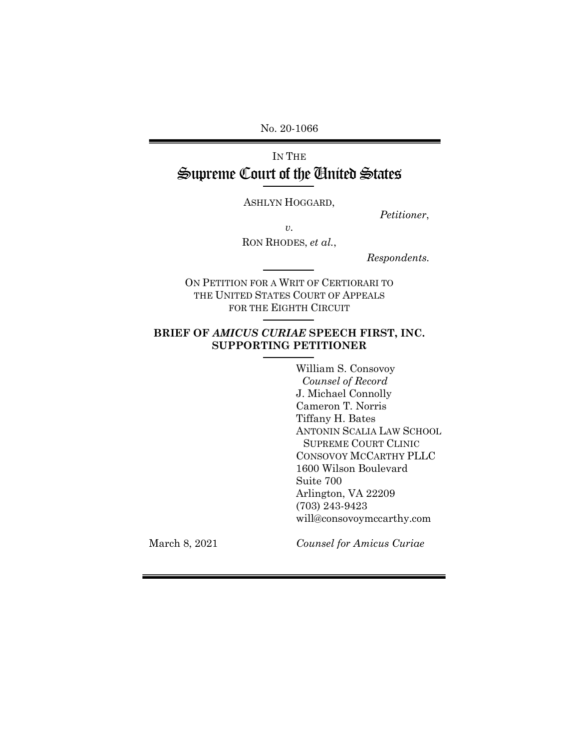No. 20-1066

IN THE

# Supreme Court of the United States

ASHLYN HOGGARD,

*Petitioner*,

*v.*

RON RHODES, *et al.*,

*Respondents.*

ON PETITION FOR A WRIT OF CERTIORARI TO THE UNITED STATES COURT OF APPEALS FOR THE EIGHTH CIRCUIT

## BRIEF OF *AMICUS CURIAE* SPEECH FIRST, INC. SUPPORTING PETITIONER

William S. Consovoy
*Counsel of Record*
J. Michael Connolly
Cameron T. Norris
Tiffany H. Bates
ANTONIN SCALIA LAW SCHOOL SUPREME COURT CLINIC
CONSOVOY MCCARTHY PLLC
1600 Wilson Boulevard
Suite 700
Arlington, VA 22209
(703) 243-9423
will@consovoymccarthy.com

March 8, 2021

*Counsel for Amicus Curiae*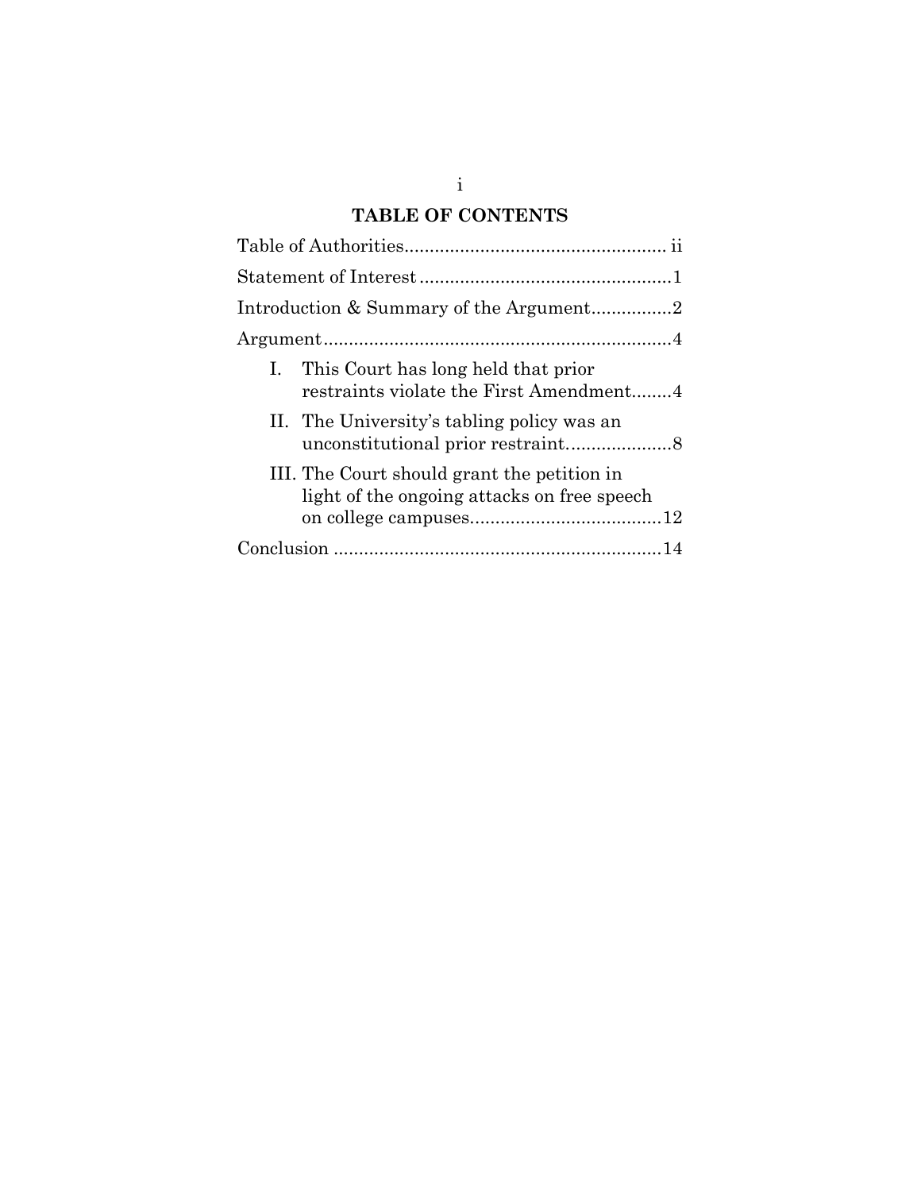# TABLE OF CONTENTS

| | |
|---|---|
| Table of Authorities | ii |
| Statement of Interest | 1 |
| Introduction & Summary of the Argument | 2 |
| Argument | 4 |
| I. This Court has long held that prior restraints violate the First Amendment | 4 |
| II. The University's tabling policy was an unconstitutional prior restraint | 8 |
| III. The Court should grant the petition in light of the ongoing attacks on free speech on college campuses | 12 |
| Conclusion | 14 |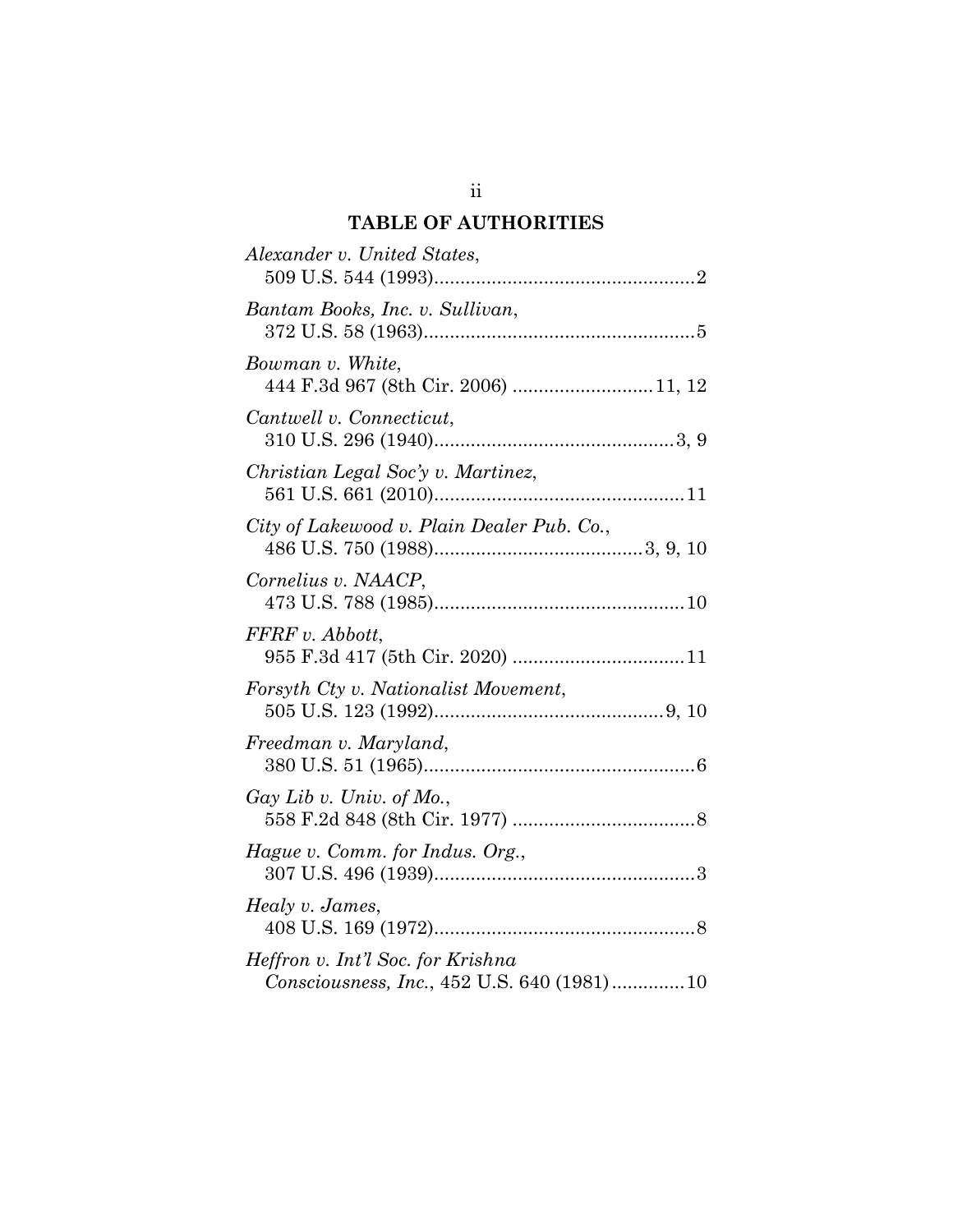## TABLE OF AUTHORITIES

*Alexander v. United States*,
509 U.S. 544 (1993)..................................................2

*Bantam Books, Inc. v. Sullivan*,
372 U.S. 58 (1963)....................................................5

*Bowman v. White*,
444 F.3d 967 (8th Cir. 2006) ...........................11, 12

*Cantwell v. Connecticut*,
310 U.S. 296 (1940)..............................................3, 9

*Christian Legal Soc'y v. Martinez*,
561 U.S. 661 (2010)................................................11

*City of Lakewood v. Plain Dealer Pub. Co.*,
486 U.S. 750 (1988)........................................3, 9, 10

*Cornelius v. NAACP*,
473 U.S. 788 (1985)................................................10

*FFRF v. Abbott*,
955 F.3d 417 (5th Cir. 2020) .................................11

*Forsyth Cty v. Nationalist Movement*,
505 U.S. 123 (1992)............................................9, 10

*Freedman v. Maryland*,
380 U.S. 51 (1965)....................................................6

*Gay Lib v. Univ. of Mo.*,
558 F.2d 848 (8th Cir. 1977) ...................................8

*Hague v. Comm. for Indus. Org.*,
307 U.S. 496 (1939)..................................................3

*Healy v. James*,
408 U.S. 169 (1972)..................................................8

*Heffron v. Int'l Soc. for Krishna Consciousness, Inc.*, 452 U.S. 640 (1981).............10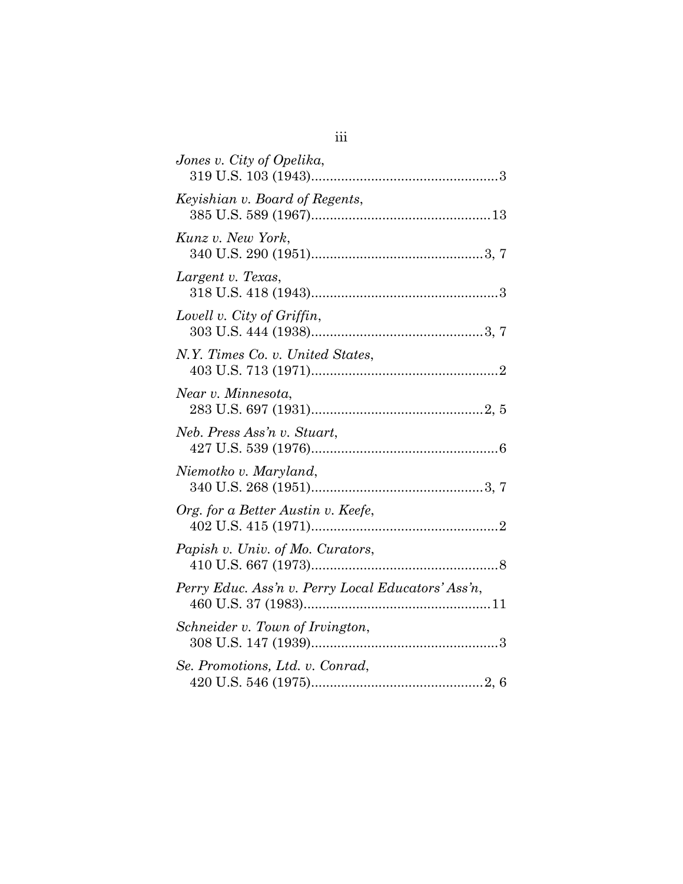*Jones v. City of Opelika*,
319 U.S. 103 (1943)..................................................3

*Keyishian v. Board of Regents*,
385 U.S. 589 (1967)................................................13

*Kunz v. New York*,
340 U.S. 290 (1951)..............................................3, 7

*Largent v. Texas*,
318 U.S. 418 (1943)..................................................3

*Lovell v. City of Griffin*,
303 U.S. 444 (1938)..............................................3, 7

*N.Y. Times Co. v. United States*,
403 U.S. 713 (1971)..................................................2

*Near v. Minnesota*,
283 U.S. 697 (1931)..............................................2, 5

*Neb. Press Ass'n v. Stuart*,
427 U.S. 539 (1976)..................................................6

*Niemotko v. Maryland*,
340 U.S. 268 (1951)..............................................3, 7

*Org. for a Better Austin v. Keefe*,
402 U.S. 415 (1971)..................................................2

*Papish v. Univ. of Mo. Curators*,
410 U.S. 667 (1973)..................................................8

*Perry Educ. Ass'n v. Perry Local Educators' Ass'n*,
460 U.S. 37 (1983)..................................................11

*Schneider v. Town of Irvington*,
308 U.S. 147 (1939)..................................................3

*Se. Promotions, Ltd. v. Conrad*,
420 U.S. 546 (1975)..............................................2, 6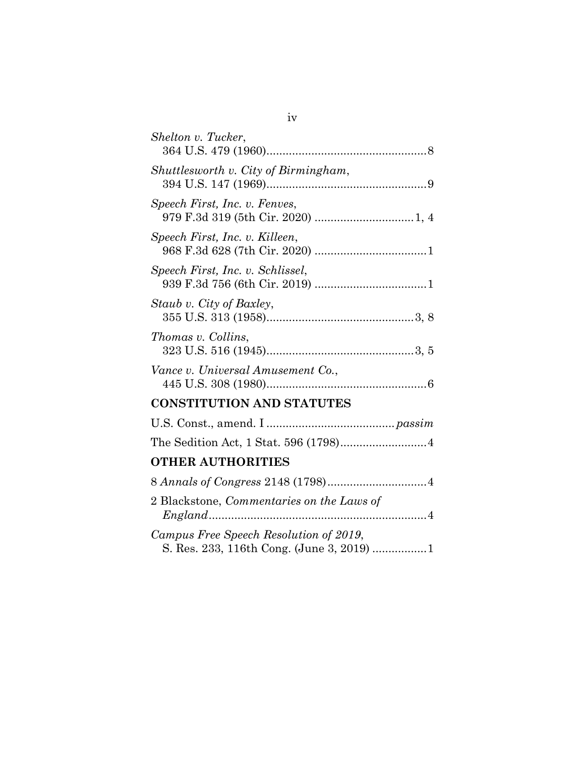*Shelton v. Tucker*,
364 U.S. 479 (1960)..................................................8

*Shuttlesworth v. City of Birmingham*,
394 U.S. 147 (1969)..................................................9

*Speech First, Inc. v. Fenves*,
979 F.3d 319 (5th Cir. 2020) ...............................1, 4

*Speech First, Inc. v. Killeen*,
968 F.3d 628 (7th Cir. 2020) ...................................1

*Speech First, Inc. v. Schlissel*,
939 F.3d 756 (6th Cir. 2019) ...................................1

*Staub v. City of Baxley*,
355 U.S. 313 (1958)..............................................3, 8

*Thomas v. Collins*,
323 U.S. 516 (1945)..............................................3, 5

*Vance v. Universal Amusement Co.*,
445 U.S. 308 (1980)..................................................6

## CONSTITUTION AND STATUTES

U.S. Const., amend. I ........................................*passim*

The Sedition Act, 1 Stat. 596 (1798)...........................4

## OTHER AUTHORITIES

8 *Annals of Congress* 2148 (1798)...............................4

2 Blackstone, *Commentaries on the Laws of England*....................................................................4

*Campus Free Speech Resolution of 2019*,
S. Res. 233, 116th Cong. (June 3, 2019) .................1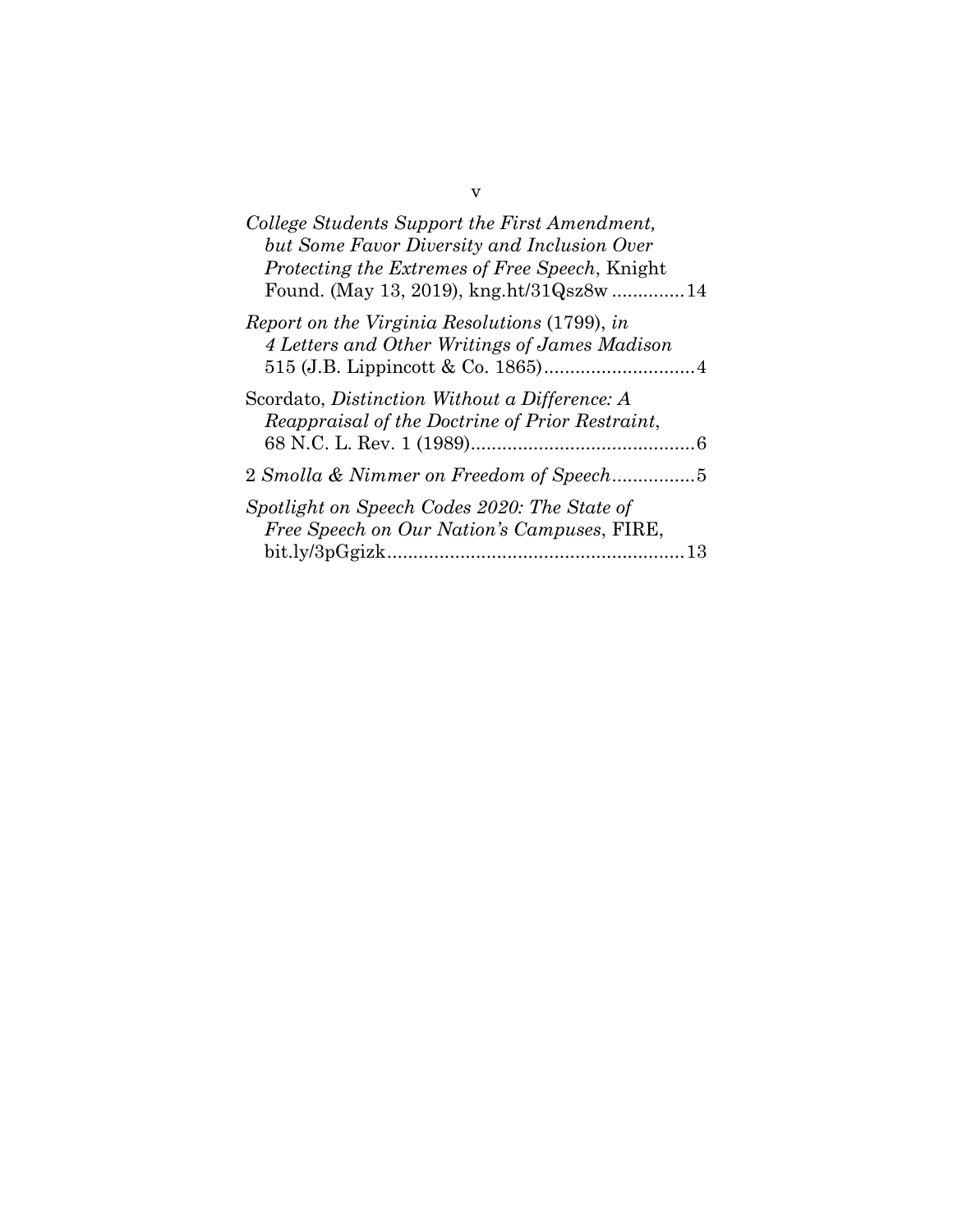*College Students Support the First Amendment, but Some Favor Diversity and Inclusion Over Protecting the Extremes of Free Speech*, Knight Found. (May 13, 2019), kng.ht/31Qsz8w .............14

*Report on the Virginia Resolutions* (1799), *in 4 Letters and Other Writings of James Madison* 515 (J.B. Lippincott & Co. 1865).............................4

Scordato, *Distinction Without a Difference: A Reappraisal of the Doctrine of Prior Restraint*, 68 N.C. L. Rev. 1 (1989)...........................................6

2 *Smolla & Nimmer on Freedom of Speech*................5

*Spotlight on Speech Codes 2020: The State of Free Speech on Our Nation's Campuses*, FIRE, bit.ly/3pGgizk........................................................13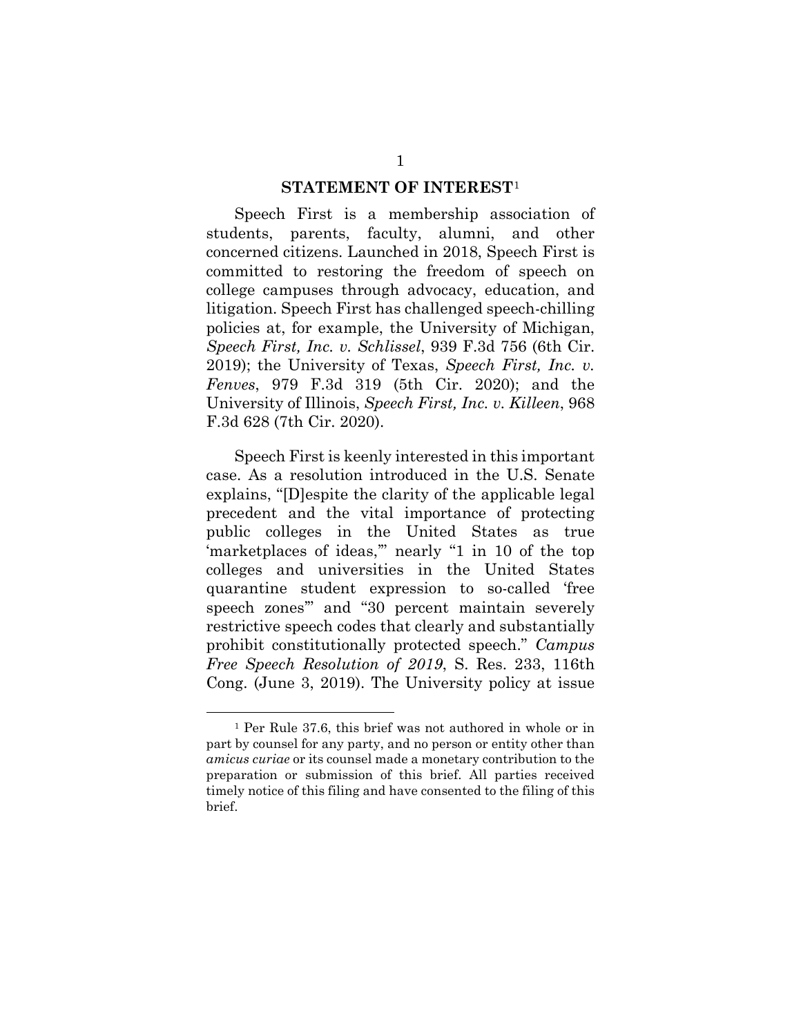## STATEMENT OF INTEREST[1]

Speech First is a membership association of students, parents, faculty, alumni, and other concerned citizens. Launched in 2018, Speech First is committed to restoring the freedom of speech on college campuses through advocacy, education, and litigation. Speech First has challenged speech-chilling policies at, for example, the University of Michigan, *Speech First, Inc. v. Schlissel*, 939 F.3d 756 (6th Cir. 2019); the University of Texas, *Speech First, Inc. v. Fenves*, 979 F.3d 319 (5th Cir. 2020); and the University of Illinois, *Speech First, Inc. v. Killeen*, 968 F.3d 628 (7th Cir. 2020).

Speech First is keenly interested in this important case. As a resolution introduced in the U.S. Senate explains, "[D]espite the clarity of the applicable legal precedent and the vital importance of protecting public colleges in the United States as true 'marketplaces of ideas,'" nearly "1 in 10 of the top colleges and universities in the United States quarantine student expression to so-called 'free speech zones'" and "30 percent maintain severely restrictive speech codes that clearly and substantially prohibit constitutionally protected speech." *Campus Free Speech Resolution of 2019*, S. Res. 233, 116th Cong. (June 3, 2019). The University policy at issue

[1] Per Rule 37.6, this brief was not authored in whole or in part by counsel for any party, and no person or entity other than *amicus curiae* or its counsel made a monetary contribution to the preparation or submission of this brief. All parties received timely notice of this filing and have consented to the filing of this brief.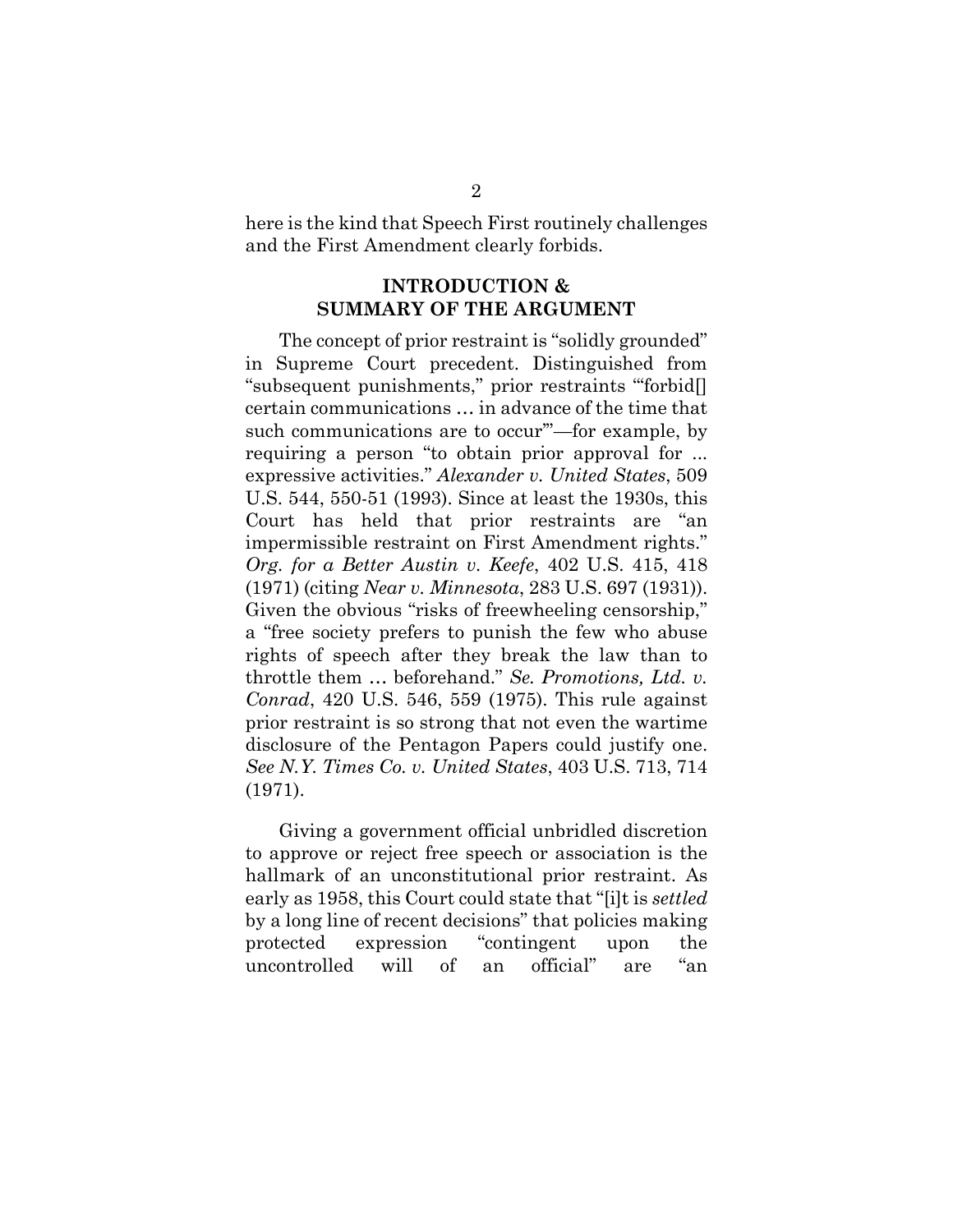here is the kind that Speech First routinely challenges and the First Amendment clearly forbids.

## INTRODUCTION & SUMMARY OF THE ARGUMENT

The concept of prior restraint is "solidly grounded" in Supreme Court precedent. Distinguished from "subsequent punishments," prior restraints "'forbid[] certain communications … in advance of the time that such communications are to occur'"—for example, by requiring a person "to obtain prior approval for ... expressive activities." *Alexander v. United States*, 509 U.S. 544, 550-51 (1993). Since at least the 1930s, this Court has held that prior restraints are "an impermissible restraint on First Amendment rights." *Org. for a Better Austin v. Keefe*, 402 U.S. 415, 418 (1971) (citing *Near v. Minnesota*, 283 U.S. 697 (1931)). Given the obvious "risks of freewheeling censorship," a "free society prefers to punish the few who abuse rights of speech after they break the law than to throttle them … beforehand." *Se. Promotions, Ltd. v. Conrad*, 420 U.S. 546, 559 (1975). This rule against prior restraint is so strong that not even the wartime disclosure of the Pentagon Papers could justify one. *See N.Y. Times Co. v. United States*, 403 U.S. 713, 714 (1971).

Giving a government official unbridled discretion to approve or reject free speech or association is the hallmark of an unconstitutional prior restraint. As early as 1958, this Court could state that "[i]t is *settled* by a long line of recent decisions" that policies making protected expression "contingent upon the uncontrolled will of an official" are "an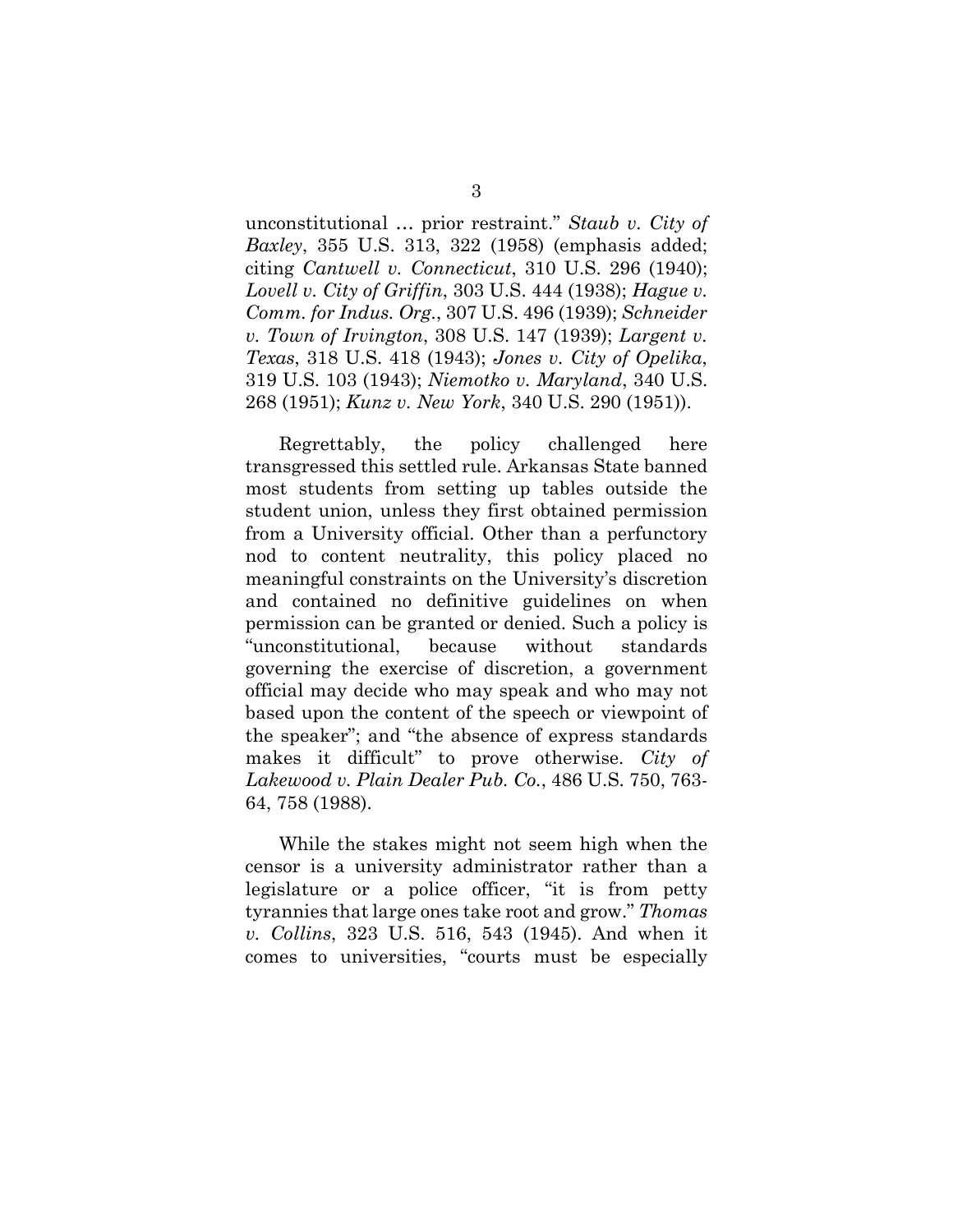unconstitutional … prior restraint." *Staub v. City of Baxley*, 355 U.S. 313, 322 (1958) (emphasis added; citing *Cantwell v. Connecticut*, 310 U.S. 296 (1940); *Lovell v. City of Griffin*, 303 U.S. 444 (1938); *Hague v. Comm. for Indus. Org.*, 307 U.S. 496 (1939); *Schneider v. Town of Irvington*, 308 U.S. 147 (1939); *Largent v. Texas*, 318 U.S. 418 (1943); *Jones v. City of Opelika*, 319 U.S. 103 (1943); *Niemotko v. Maryland*, 340 U.S. 268 (1951); *Kunz v. New York*, 340 U.S. 290 (1951)).

Regrettably, the policy challenged here transgressed this settled rule. Arkansas State banned most students from setting up tables outside the student union, unless they first obtained permission from a University official. Other than a perfunctory nod to content neutrality, this policy placed no meaningful constraints on the University's discretion and contained no definitive guidelines on when permission can be granted or denied. Such a policy is "unconstitutional, because without standards governing the exercise of discretion, a government official may decide who may speak and who may not based upon the content of the speech or viewpoint of the speaker"; and "the absence of express standards makes it difficult" to prove otherwise. *City of Lakewood v. Plain Dealer Pub. Co.*, 486 U.S. 750, 763-64, 758 (1988).

While the stakes might not seem high when the censor is a university administrator rather than a legislature or a police officer, "it is from petty tyrannies that large ones take root and grow." *Thomas v. Collins*, 323 U.S. 516, 543 (1945). And when it comes to universities, "courts must be especially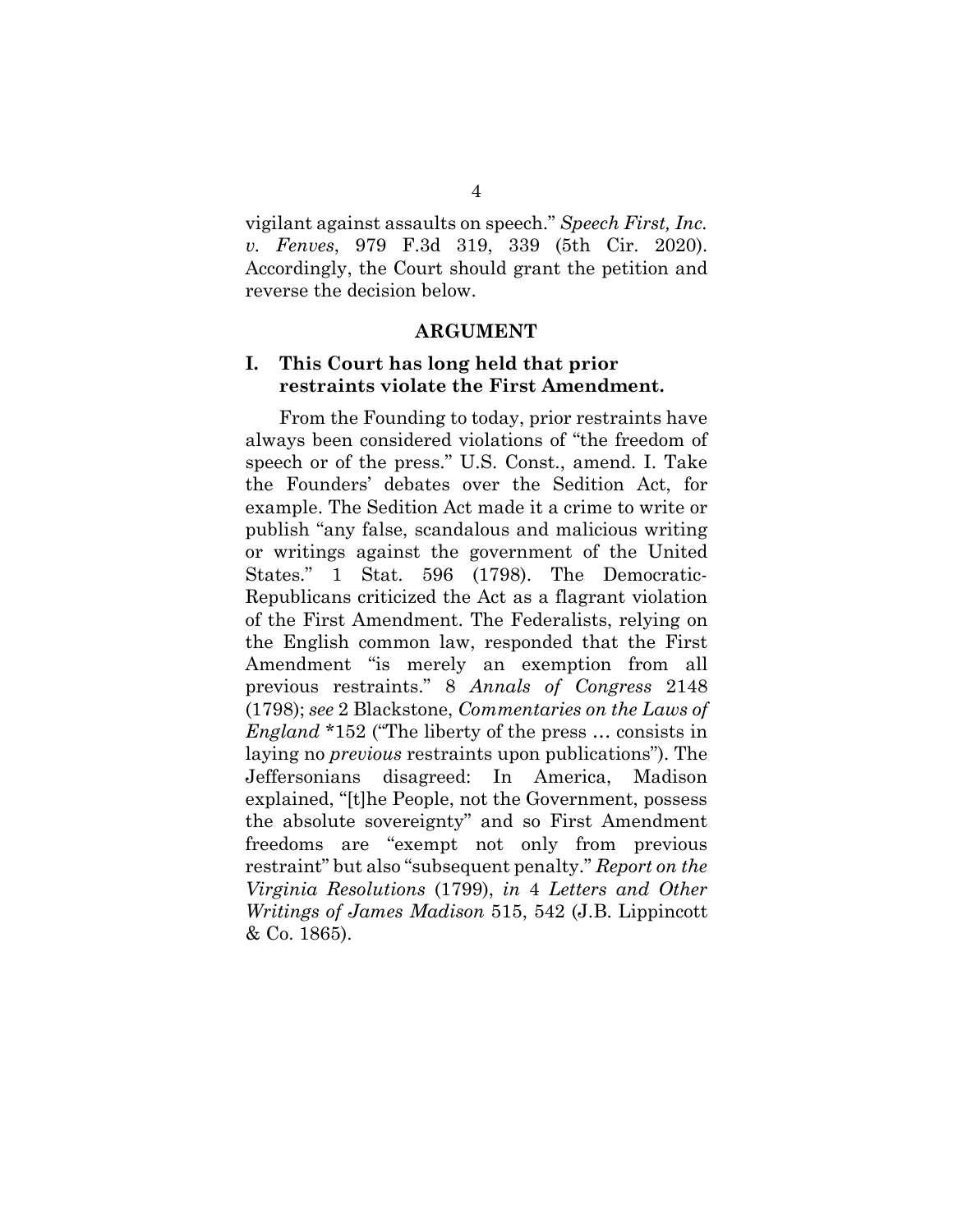vigilant against assaults on speech." *Speech First, Inc. v. Fenves*, 979 F.3d 319, 339 (5th Cir. 2020). Accordingly, the Court should grant the petition and reverse the decision below.

## ARGUMENT

### I. This Court has long held that prior restraints violate the First Amendment.

From the Founding to today, prior restraints have always been considered violations of "the freedom of speech or of the press." U.S. Const., amend. I. Take the Founders' debates over the Sedition Act, for example. The Sedition Act made it a crime to write or publish "any false, scandalous and malicious writing or writings against the government of the United States." 1 Stat. 596 (1798). The Democratic-Republicans criticized the Act as a flagrant violation of the First Amendment. The Federalists, relying on the English common law, responded that the First Amendment "is merely an exemption from all previous restraints." 8 *Annals of Congress* 2148 (1798); *see* 2 Blackstone, *Commentaries on the Laws of England* *152 ("The liberty of the press … consists in laying no *previous* restraints upon publications"). The Jeffersonians disagreed: In America, Madison explained, "[t]he People, not the Government, possess the absolute sovereignty" and so First Amendment freedoms are "exempt not only from previous restraint" but also "subsequent penalty." *Report on the Virginia Resolutions* (1799), *in* 4 *Letters and Other Writings of James Madison* 515, 542 (J.B. Lippincott & Co. 1865).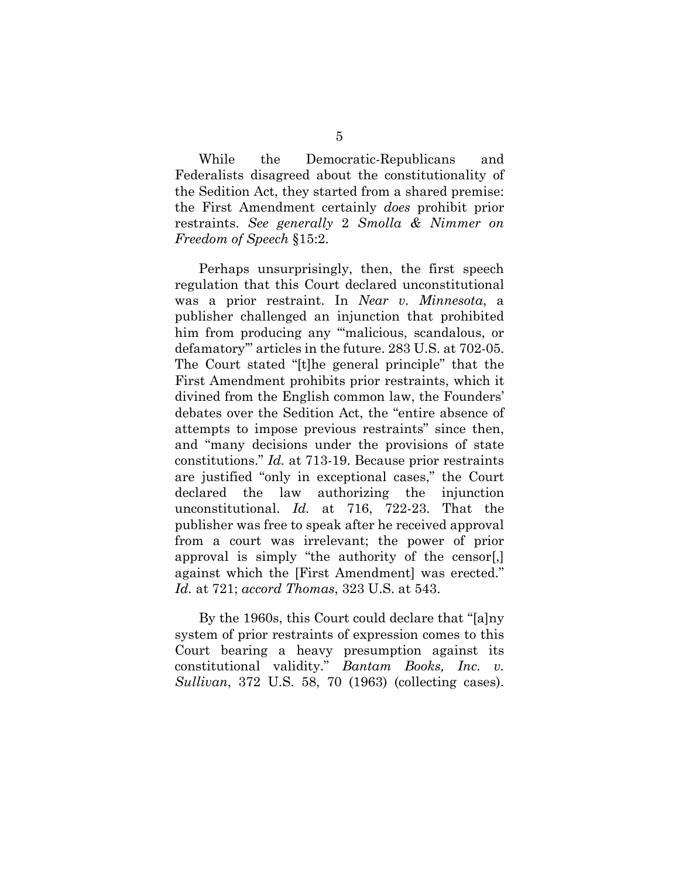While the Democratic-Republicans and Federalists disagreed about the constitutionality of the Sedition Act, they started from a shared premise: the First Amendment certainly *does* prohibit prior restraints. *See generally* 2 *Smolla & Nimmer on Freedom of Speech* §15:2.

Perhaps unsurprisingly, then, the first speech regulation that this Court declared unconstitutional was a prior restraint. In *Near v. Minnesota*, a publisher challenged an injunction that prohibited him from producing any "'malicious, scandalous, or defamatory'" articles in the future. 283 U.S. at 702-05. The Court stated "[t]he general principle" that the First Amendment prohibits prior restraints, which it divined from the English common law, the Founders' debates over the Sedition Act, the "entire absence of attempts to impose previous restraints" since then, and "many decisions under the provisions of state constitutions." *Id.* at 713-19. Because prior restraints are justified "only in exceptional cases," the Court declared the law authorizing the injunction unconstitutional. *Id.* at 716, 722-23. That the publisher was free to speak after he received approval from a court was irrelevant; the power of prior approval is simply "the authority of the censor[,] against which the [First Amendment] was erected." *Id.* at 721; *accord Thomas*, 323 U.S. at 543.

By the 1960s, this Court could declare that "[a]ny system of prior restraints of expression comes to this Court bearing a heavy presumption against its constitutional validity." *Bantam Books, Inc. v. Sullivan*, 372 U.S. 58, 70 (1963) (collecting cases).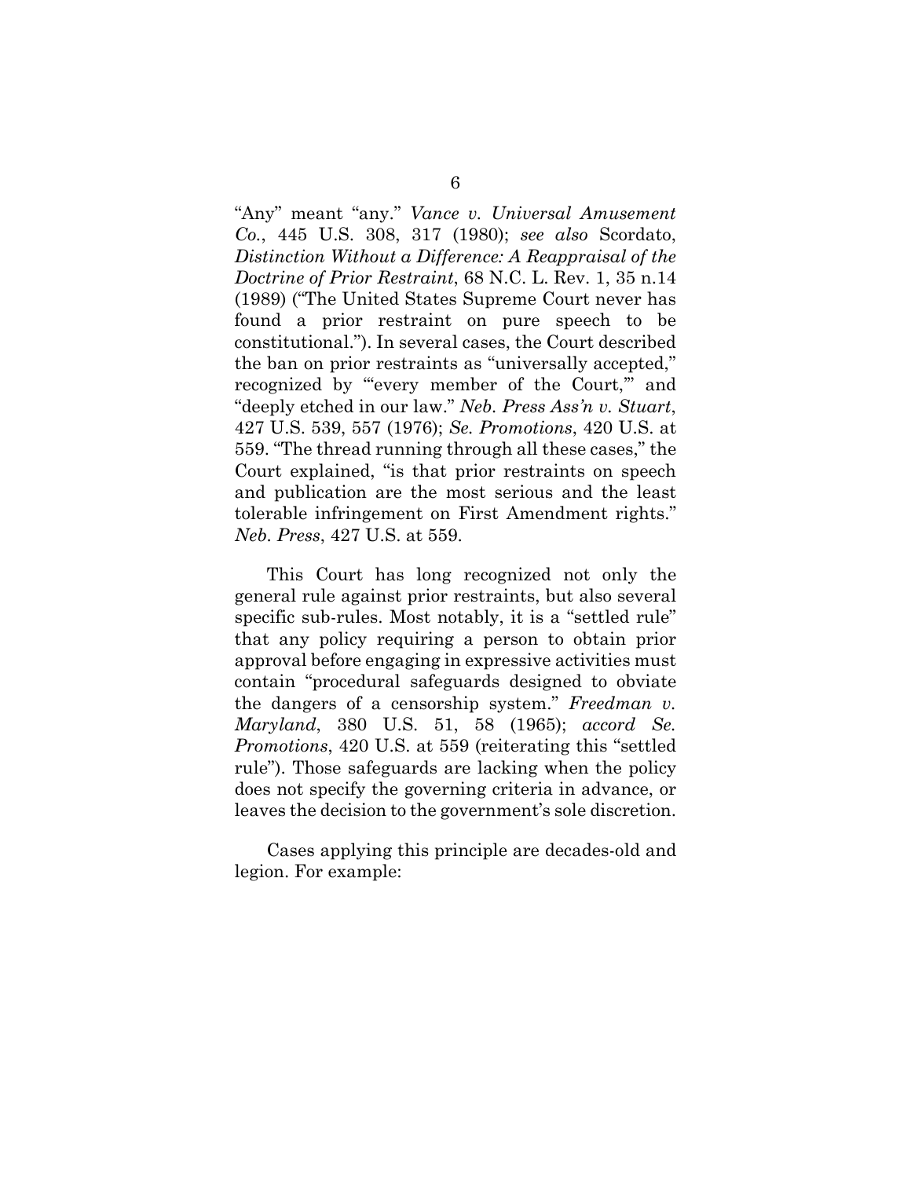"Any" meant "any." *Vance v. Universal Amusement Co.*, 445 U.S. 308, 317 (1980); *see also* Scordato, *Distinction Without a Difference: A Reappraisal of the Doctrine of Prior Restraint*, 68 N.C. L. Rev. 1, 35 n.14 (1989) ("The United States Supreme Court never has found a prior restraint on pure speech to be constitutional."). In several cases, the Court described the ban on prior restraints as "universally accepted," recognized by "'every member of the Court,'" and "deeply etched in our law." *Neb. Press Ass'n v. Stuart*, 427 U.S. 539, 557 (1976); *Se. Promotions*, 420 U.S. at 559. "The thread running through all these cases," the Court explained, "is that prior restraints on speech and publication are the most serious and the least tolerable infringement on First Amendment rights." *Neb. Press*, 427 U.S. at 559.

This Court has long recognized not only the general rule against prior restraints, but also several specific sub-rules. Most notably, it is a "settled rule" that any policy requiring a person to obtain prior approval before engaging in expressive activities must contain "procedural safeguards designed to obviate the dangers of a censorship system." *Freedman v. Maryland*, 380 U.S. 51, 58 (1965); *accord Se. Promotions*, 420 U.S. at 559 (reiterating this "settled rule"). Those safeguards are lacking when the policy does not specify the governing criteria in advance, or leaves the decision to the government's sole discretion.

Cases applying this principle are decades-old and legion. For example: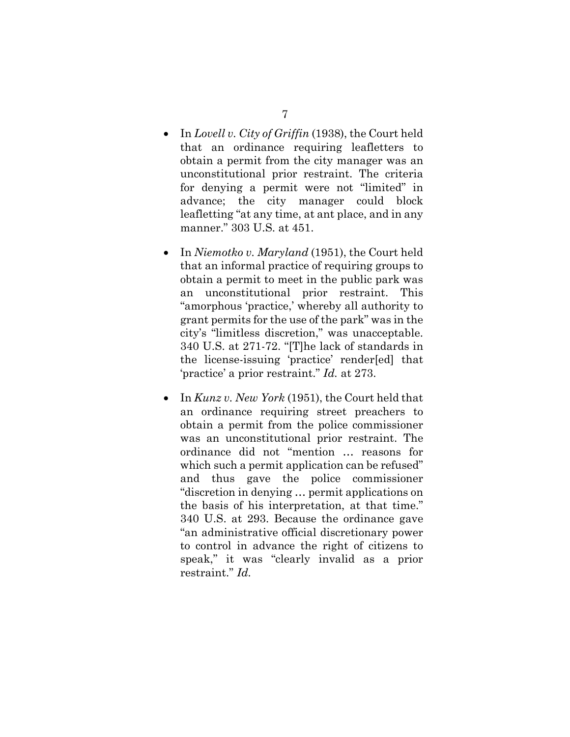- In *Lovell v. City of Griffin* (1938), the Court held that an ordinance requiring leafletters to obtain a permit from the city manager was an unconstitutional prior restraint. The criteria for denying a permit were not "limited" in advance; the city manager could block leafletting "at any time, at ant place, and in any manner." 303 U.S. at 451.

- In *Niemotko v. Maryland* (1951), the Court held that an informal practice of requiring groups to obtain a permit to meet in the public park was an unconstitutional prior restraint. This "amorphous 'practice,' whereby all authority to grant permits for the use of the park" was in the city's "limitless discretion," was unacceptable. 340 U.S. at 271-72. "[T]he lack of standards in the license-issuing 'practice' render[ed] that 'practice' a prior restraint." *Id.* at 273.

- In *Kunz v. New York* (1951), the Court held that an ordinance requiring street preachers to obtain a permit from the police commissioner was an unconstitutional prior restraint. The ordinance did not "mention … reasons for which such a permit application can be refused" and thus gave the police commissioner "discretion in denying … permit applications on the basis of his interpretation, at that time." 340 U.S. at 293. Because the ordinance gave "an administrative official discretionary power to control in advance the right of citizens to speak," it was "clearly invalid as a prior restraint." *Id.*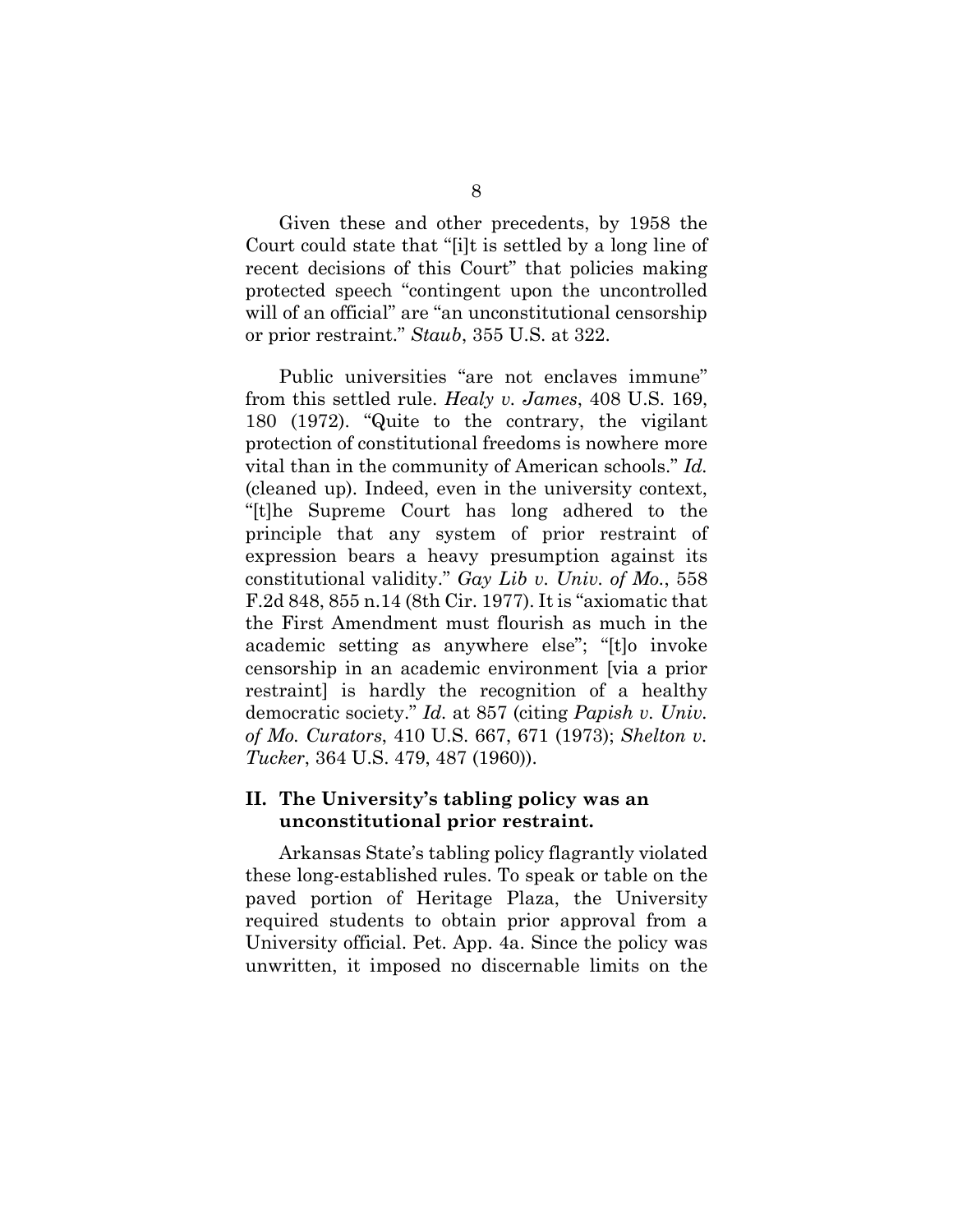Given these and other precedents, by 1958 the Court could state that "[i]t is settled by a long line of recent decisions of this Court" that policies making protected speech "contingent upon the uncontrolled will of an official" are "an unconstitutional censorship or prior restraint." *Staub*, 355 U.S. at 322.

Public universities "are not enclaves immune" from this settled rule. *Healy v. James*, 408 U.S. 169, 180 (1972). "Quite to the contrary, the vigilant protection of constitutional freedoms is nowhere more vital than in the community of American schools." *Id.* (cleaned up). Indeed, even in the university context, "[t]he Supreme Court has long adhered to the principle that any system of prior restraint of expression bears a heavy presumption against its constitutional validity." *Gay Lib v. Univ. of Mo.*, 558 F.2d 848, 855 n.14 (8th Cir. 1977). It is "axiomatic that the First Amendment must flourish as much in the academic setting as anywhere else"; "[t]o invoke censorship in an academic environment [via a prior restraint] is hardly the recognition of a healthy democratic society." *Id.* at 857 (citing *Papish v. Univ. of Mo. Curators*, 410 U.S. 667, 671 (1973); *Shelton v. Tucker*, 364 U.S. 479, 487 (1960)).

## II. The University's tabling policy was an unconstitutional prior restraint.

Arkansas State's tabling policy flagrantly violated these long-established rules. To speak or table on the paved portion of Heritage Plaza, the University required students to obtain prior approval from a University official. Pet. App. 4a. Since the policy was unwritten, it imposed no discernable limits on the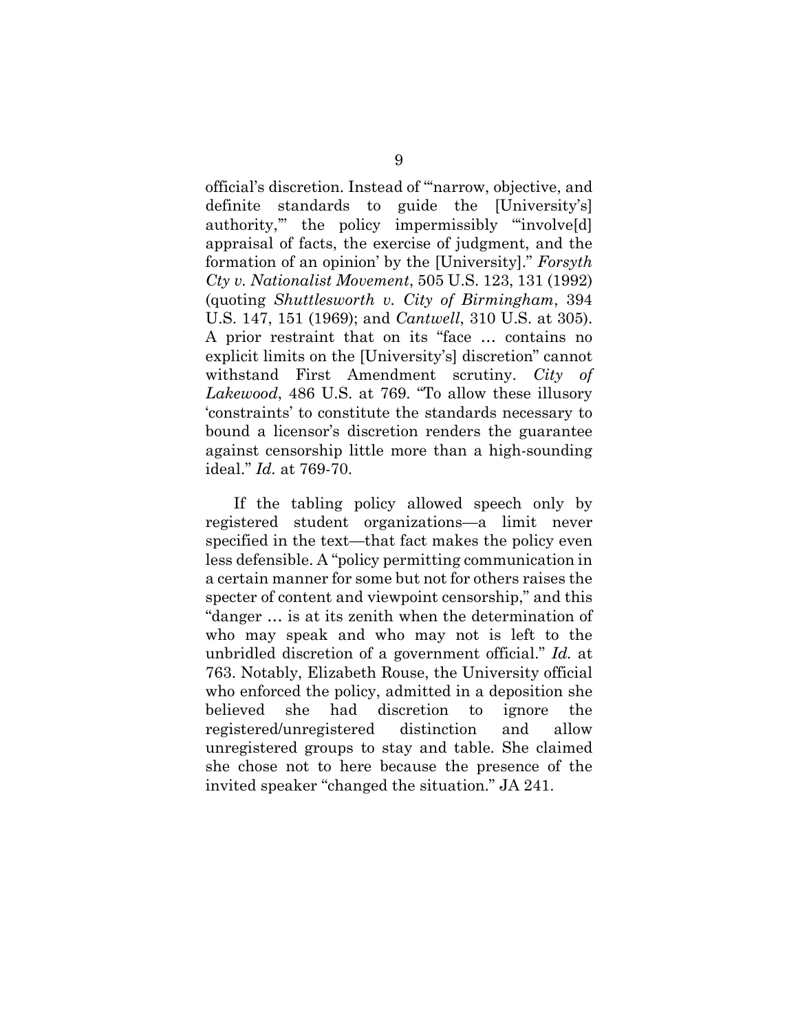official's discretion. Instead of "'narrow, objective, and definite standards to guide the [University's] authority,'" the policy impermissibly "'involve[d] appraisal of facts, the exercise of judgment, and the formation of an opinion' by the [University]." *Forsyth Cty v. Nationalist Movement*, 505 U.S. 123, 131 (1992) (quoting *Shuttlesworth v. City of Birmingham*, 394 U.S. 147, 151 (1969); and *Cantwell*, 310 U.S. at 305). A prior restraint that on its "face … contains no explicit limits on the [University's] discretion" cannot withstand First Amendment scrutiny. *City of Lakewood*, 486 U.S. at 769. "To allow these illusory 'constraints' to constitute the standards necessary to bound a licensor's discretion renders the guarantee against censorship little more than a high-sounding ideal." *Id.* at 769-70.

If the tabling policy allowed speech only by registered student organizations—a limit never specified in the text—that fact makes the policy even less defensible. A "policy permitting communication in a certain manner for some but not for others raises the specter of content and viewpoint censorship," and this "danger … is at its zenith when the determination of who may speak and who may not is left to the unbridled discretion of a government official." *Id.* at 763. Notably, Elizabeth Rouse, the University official who enforced the policy, admitted in a deposition she believed she had discretion to ignore the registered/unregistered distinction and allow unregistered groups to stay and table. She claimed she chose not to here because the presence of the invited speaker "changed the situation." JA 241.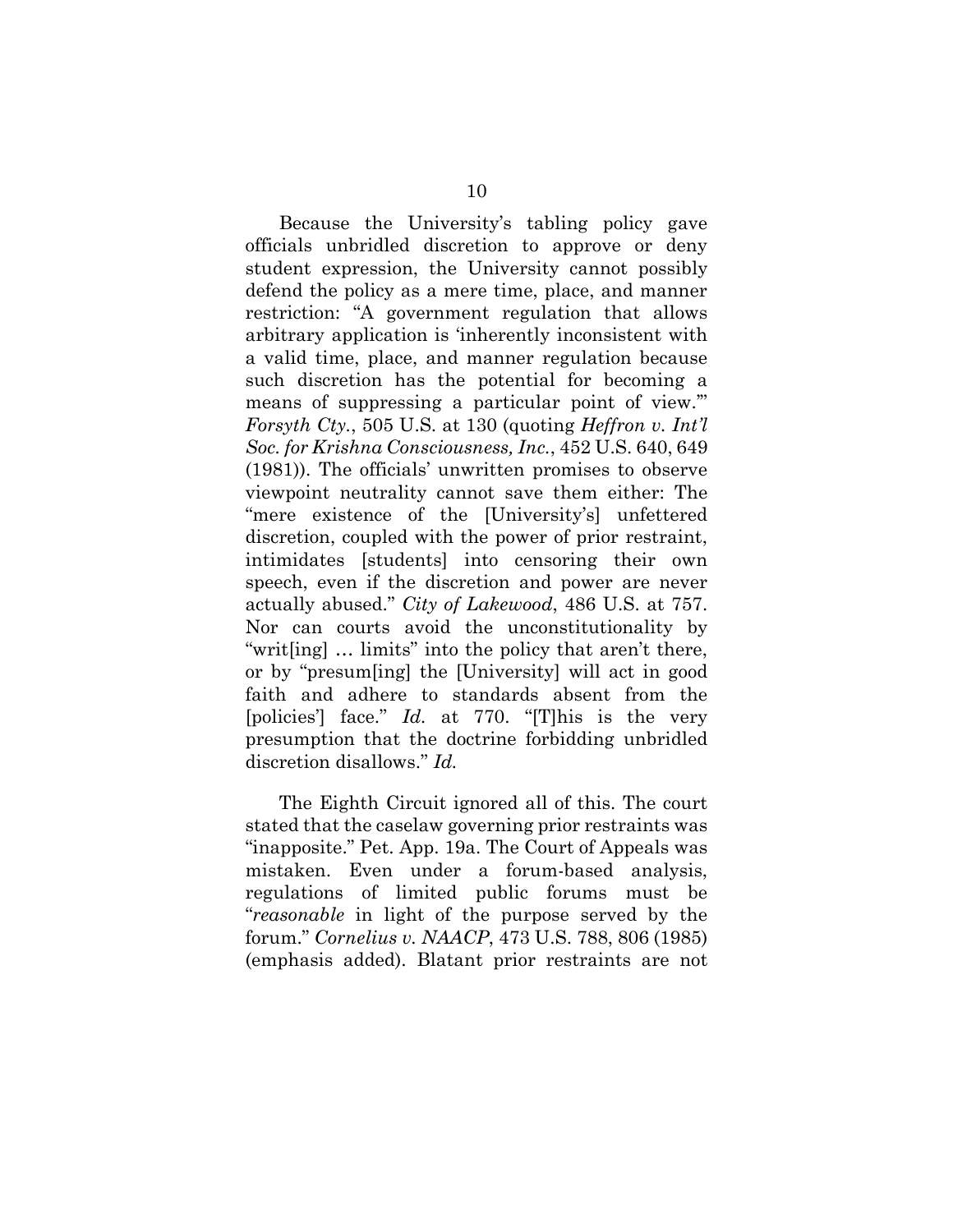Because the University's tabling policy gave officials unbridled discretion to approve or deny student expression, the University cannot possibly defend the policy as a mere time, place, and manner restriction: "A government regulation that allows arbitrary application is 'inherently inconsistent with a valid time, place, and manner regulation because such discretion has the potential for becoming a means of suppressing a particular point of view.'" *Forsyth Cty.*, 505 U.S. at 130 (quoting *Heffron v. Int'l Soc. for Krishna Consciousness, Inc.*, 452 U.S. 640, 649 (1981)). The officials' unwritten promises to observe viewpoint neutrality cannot save them either: The "mere existence of the [University's] unfettered discretion, coupled with the power of prior restraint, intimidates [students] into censoring their own speech, even if the discretion and power are never actually abused." *City of Lakewood*, 486 U.S. at 757. Nor can courts avoid the unconstitutionality by "writ[ing] … limits" into the policy that aren't there, or by "presum[ing] the [University] will act in good faith and adhere to standards absent from the [policies'] face." *Id.* at 770. "[T]his is the very presumption that the doctrine forbidding unbridled discretion disallows." *Id.*

The Eighth Circuit ignored all of this. The court stated that the caselaw governing prior restraints was "inapposite." Pet. App. 19a. The Court of Appeals was mistaken. Even under a forum-based analysis, regulations of limited public forums must be "*reasonable* in light of the purpose served by the forum." *Cornelius v. NAACP*, 473 U.S. 788, 806 (1985) (emphasis added). Blatant prior restraints are not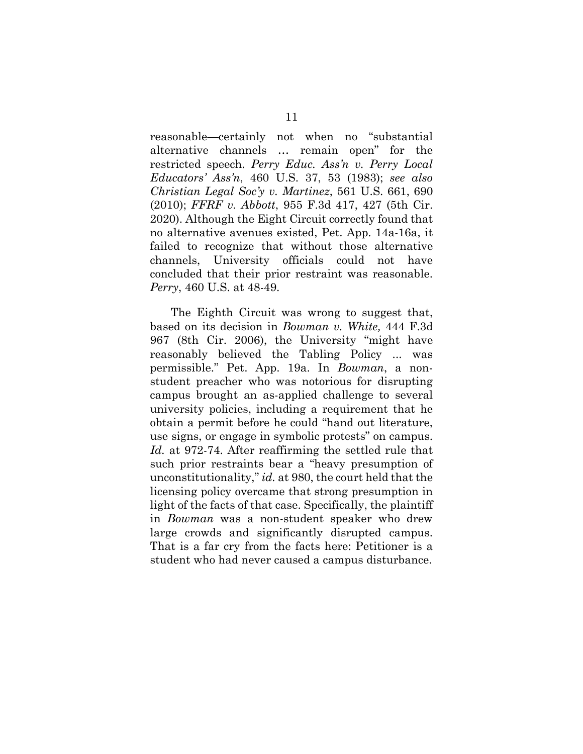reasonable—certainly not when no "substantial alternative channels … remain open" for the restricted speech. *Perry Educ. Ass'n v. Perry Local Educators' Ass'n*, 460 U.S. 37, 53 (1983); *see also Christian Legal Soc'y v. Martinez*, 561 U.S. 661, 690 (2010); *FFRF v. Abbott*, 955 F.3d 417, 427 (5th Cir. 2020). Although the Eight Circuit correctly found that no alternative avenues existed, Pet. App. 14a-16a, it failed to recognize that without those alternative channels, University officials could not have concluded that their prior restraint was reasonable. *Perry*, 460 U.S. at 48-49.

The Eighth Circuit was wrong to suggest that, based on its decision in *Bowman v. White,* 444 F.3d 967 (8th Cir. 2006), the University "might have reasonably believed the Tabling Policy ... was permissible." Pet. App. 19a. In *Bowman*, a non-student preacher who was notorious for disrupting campus brought an as-applied challenge to several university policies, including a requirement that he obtain a permit before he could "hand out literature, use signs, or engage in symbolic protests" on campus. *Id.* at 972-74. After reaffirming the settled rule that such prior restraints bear a "heavy presumption of unconstitutionality," *id.* at 980, the court held that the licensing policy overcame that strong presumption in light of the facts of that case. Specifically, the plaintiff in *Bowman* was a non-student speaker who drew large crowds and significantly disrupted campus. That is a far cry from the facts here: Petitioner is a student who had never caused a campus disturbance.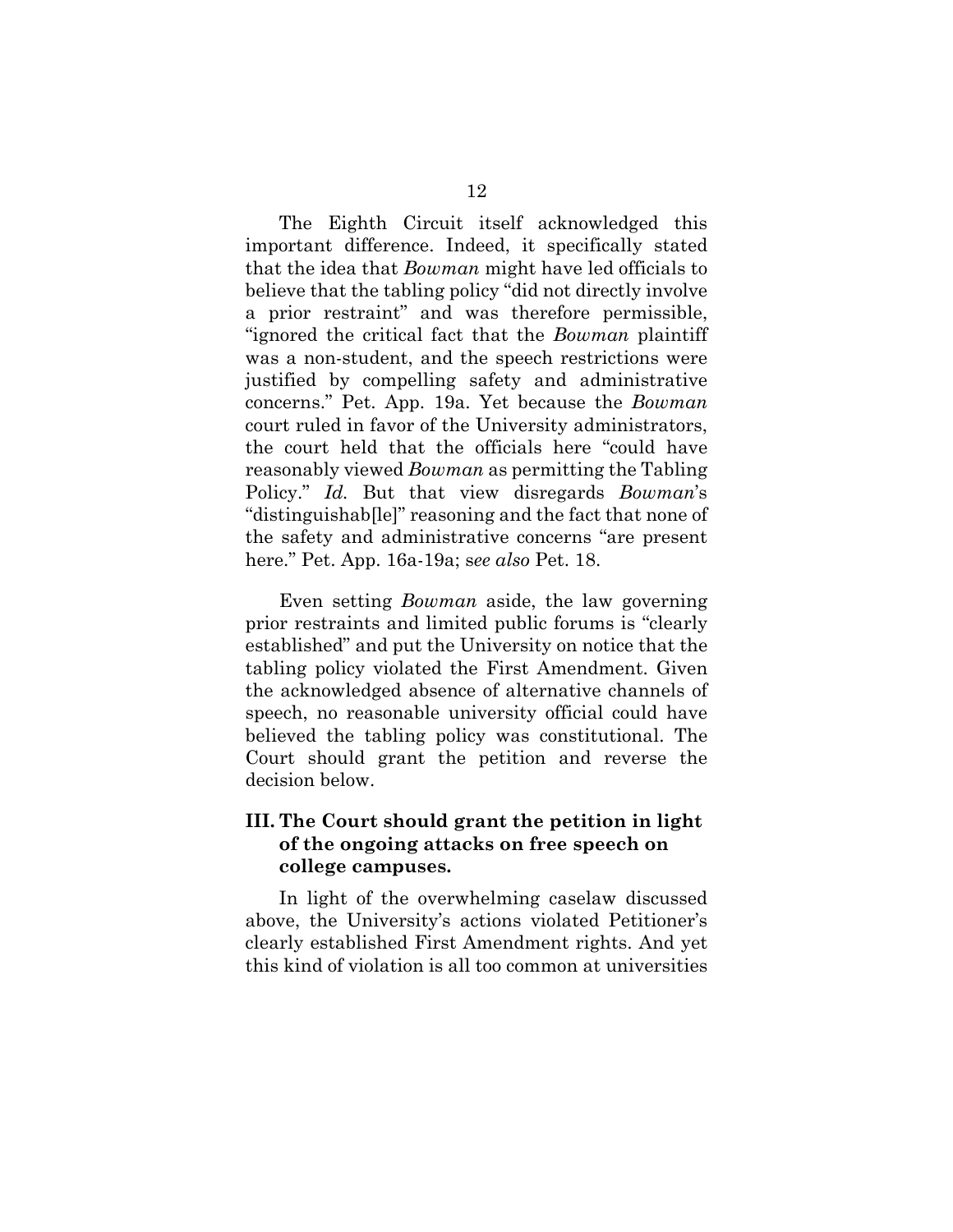The Eighth Circuit itself acknowledged this important difference. Indeed, it specifically stated that the idea that *Bowman* might have led officials to believe that the tabling policy "did not directly involve a prior restraint" and was therefore permissible, "ignored the critical fact that the *Bowman* plaintiff was a non-student, and the speech restrictions were justified by compelling safety and administrative concerns." Pet. App. 19a. Yet because the *Bowman* court ruled in favor of the University administrators, the court held that the officials here "could have reasonably viewed *Bowman* as permitting the Tabling Policy." *Id.* But that view disregards *Bowman*'s "distinguishab[le]" reasoning and the fact that none of the safety and administrative concerns "are present here." Pet. App. 16a-19a; s*ee also* Pet. 18.

Even setting *Bowman* aside, the law governing prior restraints and limited public forums is "clearly established" and put the University on notice that the tabling policy violated the First Amendment. Given the acknowledged absence of alternative channels of speech, no reasonable university official could have believed the tabling policy was constitutional. The Court should grant the petition and reverse the decision below.

## III. The Court should grant the petition in light of the ongoing attacks on free speech on college campuses.

In light of the overwhelming caselaw discussed above, the University's actions violated Petitioner's clearly established First Amendment rights. And yet this kind of violation is all too common at universities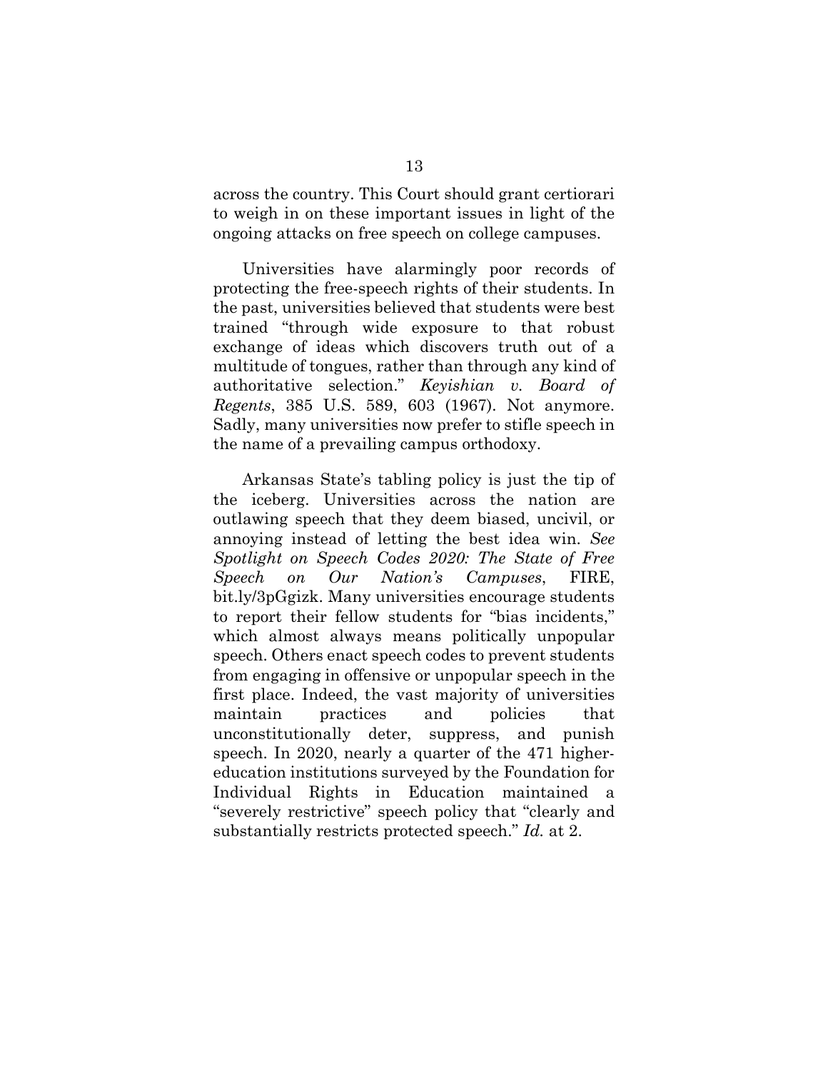across the country. This Court should grant certiorari to weigh in on these important issues in light of the ongoing attacks on free speech on college campuses.

Universities have alarmingly poor records of protecting the free-speech rights of their students. In the past, universities believed that students were best trained "through wide exposure to that robust exchange of ideas which discovers truth out of a multitude of tongues, rather than through any kind of authoritative selection." *Keyishian v. Board of Regents*, 385 U.S. 589, 603 (1967). Not anymore. Sadly, many universities now prefer to stifle speech in the name of a prevailing campus orthodoxy.

Arkansas State's tabling policy is just the tip of the iceberg. Universities across the nation are outlawing speech that they deem biased, uncivil, or annoying instead of letting the best idea win. *See Spotlight on Speech Codes 2020: The State of Free Speech on Our Nation's Campuses*, FIRE, bit.ly/3pGgizk. Many universities encourage students to report their fellow students for "bias incidents," which almost always means politically unpopular speech. Others enact speech codes to prevent students from engaging in offensive or unpopular speech in the first place. Indeed, the vast majority of universities maintain practices and policies that unconstitutionally deter, suppress, and punish speech. In 2020, nearly a quarter of the 471 higher-education institutions surveyed by the Foundation for Individual Rights in Education maintained a "severely restrictive" speech policy that "clearly and substantially restricts protected speech." *Id.* at 2.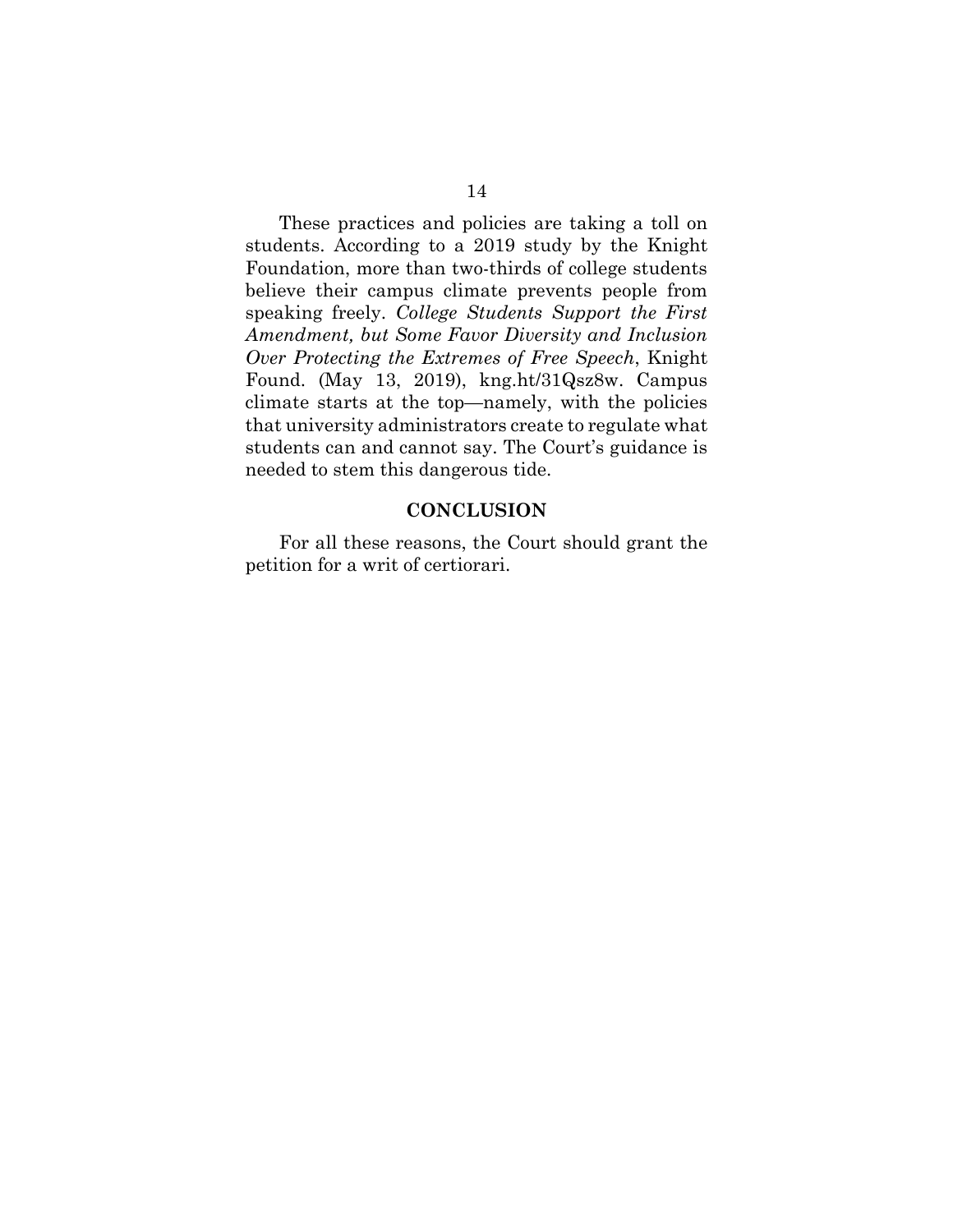These practices and policies are taking a toll on students. According to a 2019 study by the Knight Foundation, more than two-thirds of college students believe their campus climate prevents people from speaking freely. *College Students Support the First Amendment, but Some Favor Diversity and Inclusion Over Protecting the Extremes of Free Speech*, Knight Found. (May 13, 2019), kng.ht/31Qsz8w. Campus climate starts at the top—namely, with the policies that university administrators create to regulate what students can and cannot say. The Court's guidance is needed to stem this dangerous tide.

## CONCLUSION

For all these reasons, the Court should grant the petition for a writ of certiorari.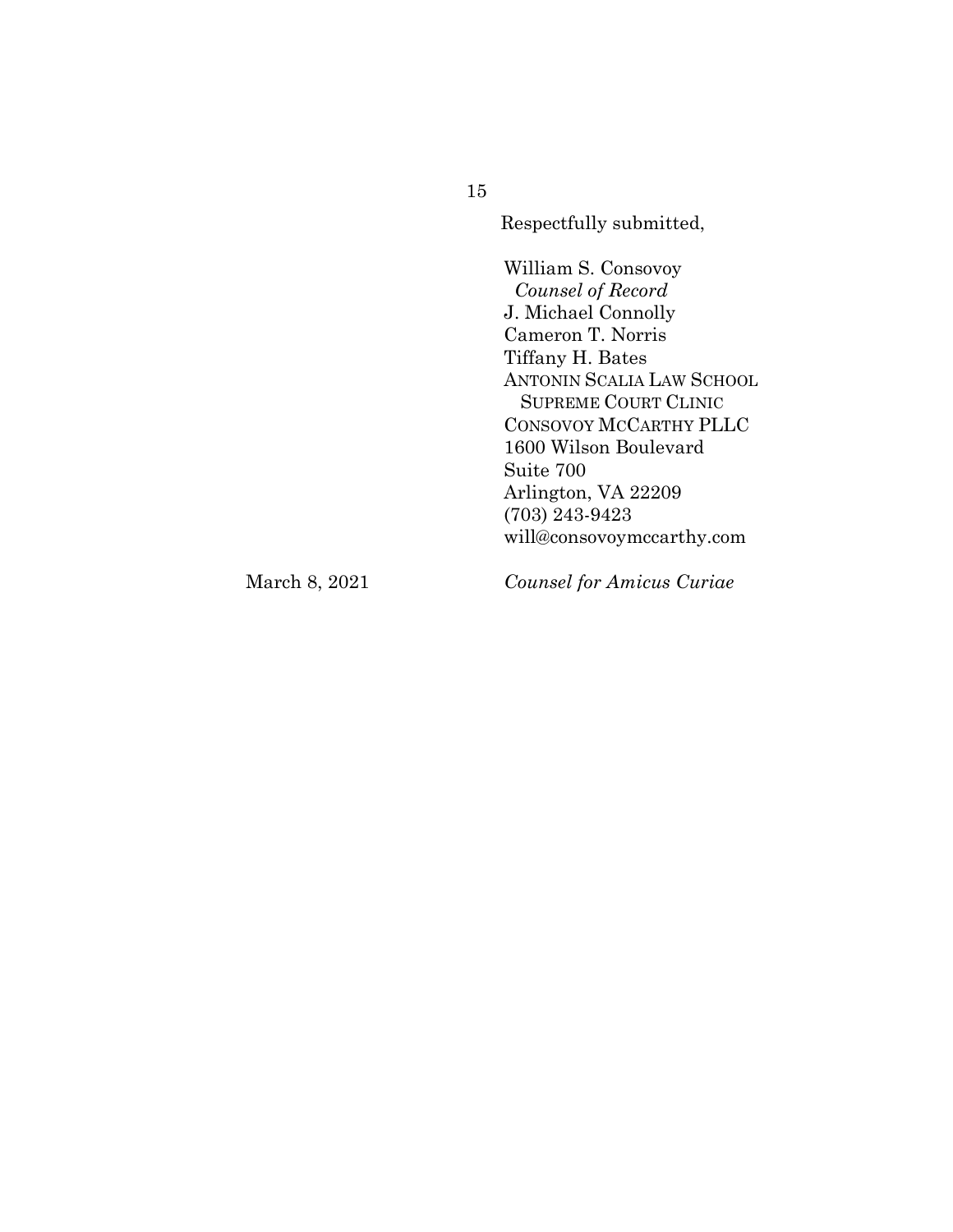Respectfully submitted,

William S. Consovoy
*Counsel of Record*
J. Michael Connolly
Cameron T. Norris
Tiffany H. Bates
ANTONIN SCALIA LAW SCHOOL
SUPREME COURT CLINIC
CONSOVOY MCCARTHY PLLC
1600 Wilson Boulevard
Suite 700
Arlington, VA 22209
(703) 243-9423
will@consovoymccarthy.com

March 8, 2021

*Counsel for Amicus Curiae*